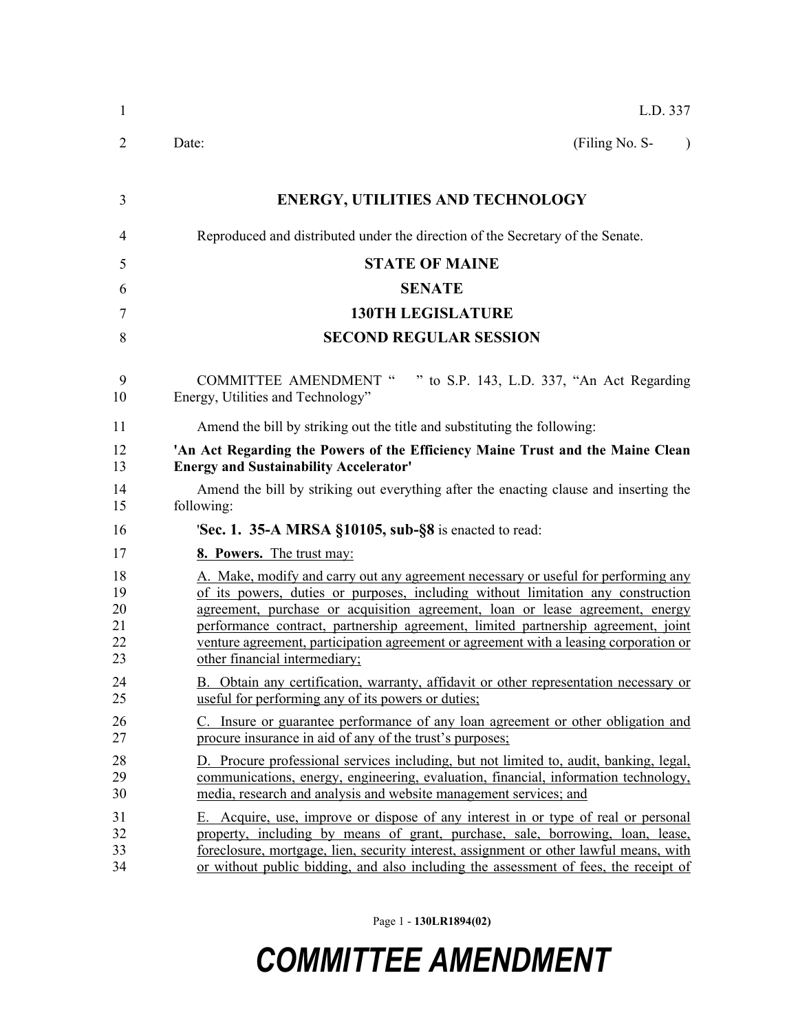L.D. 337

Date: (Filing No. S- )

**ENERGY, UTILITIES AND TECHNOLOGY**

Reproduced and distributed under the direction of the Secretary of the Senate.

**STATE OF MAINE**

**SENATE**

**130TH LEGISLATURE**

**SECOND REGULAR SESSION**

COMMITTEE AMENDMENT " " to S.P. 143, L.D. 337, "An Act Regarding Energy, Utilities and Technology"

Amend the bill by striking out the title and substituting the following:

**'An Act Regarding the Powers of the Efficiency Maine Trust and the Maine Clean Energy and Sustainability Accelerator'**

Amend the bill by striking out everything after the enacting clause and inserting the following:

'**Sec. 1. 35-A MRSA §10105, sub-§8** is enacted to read:

**8. Powers.** The trust may:

A. Make, modify and carry out any agreement necessary or useful for performing any of its powers, duties or purposes, including without limitation any construction agreement, purchase or acquisition agreement, loan or lease agreement, energy performance contract, partnership agreement, limited partnership agreement, joint venture agreement, participation agreement or agreement with a leasing corporation or other financial intermediary;

B. Obtain any certification, warranty, affidavit or other representation necessary or useful for performing any of its powers or duties;

C. Insure or guarantee performance of any loan agreement or other obligation and procure insurance in aid of any of the trust's purposes;

D. Procure professional services including, but not limited to, audit, banking, legal, communications, energy, engineering, evaluation, financial, information technology, media, research and analysis and website management services; and

E. Acquire, use, improve or dispose of any interest in or type of real or personal property, including by means of grant, purchase, sale, borrowing, loan, lease, foreclosure, mortgage, lien, security interest, assignment or other lawful means, with or without public bidding, and also including the assessment of fees, the receipt of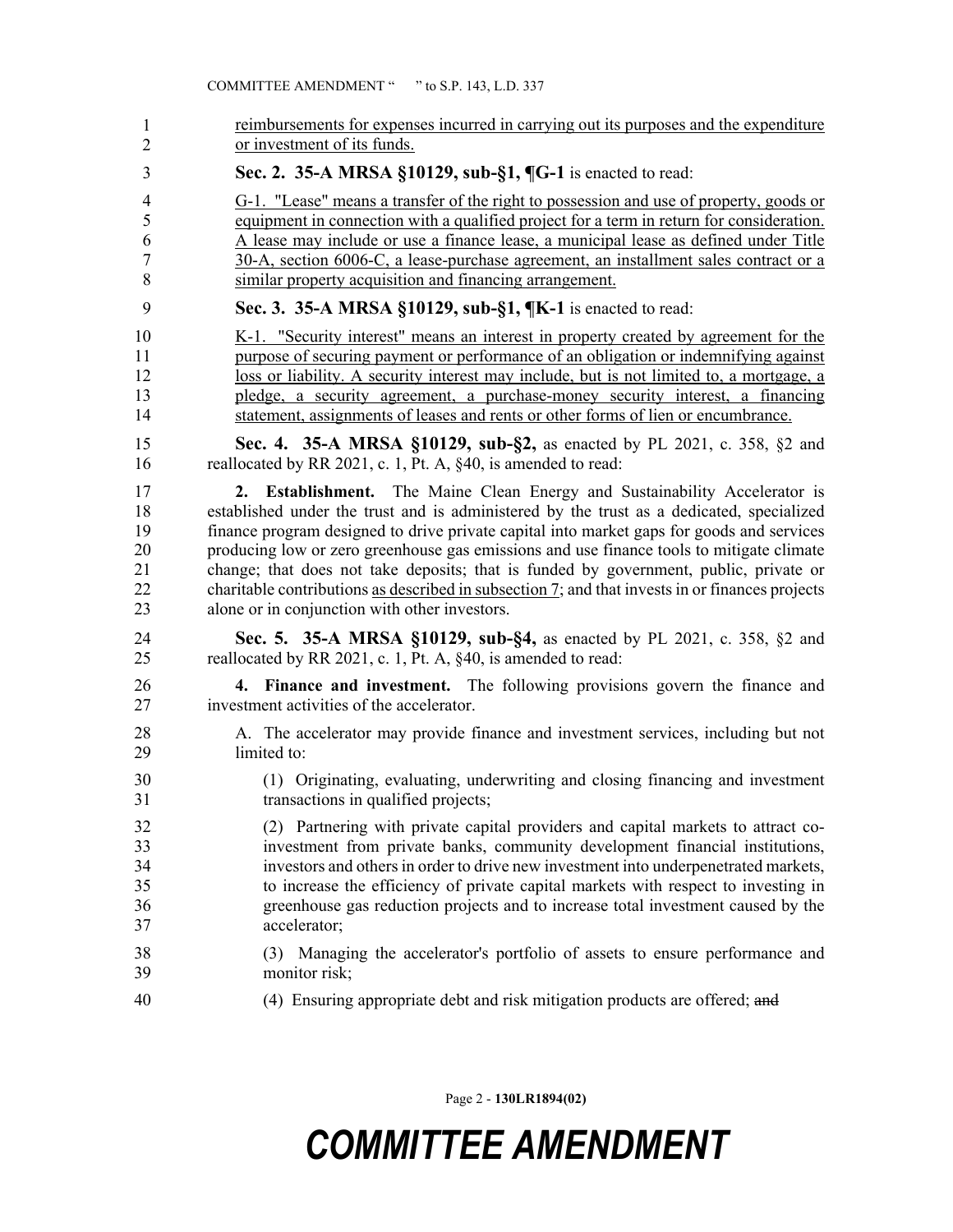reimbursements for expenses incurred in carrying out its purposes and the expenditure or investment of its funds.

**Sec. 2. 35-A MRSA §10129, sub-§1, ¶G-1** is enacted to read:

G-1. "Lease" means a transfer of the right to possession and use of property, goods or equipment in connection with a qualified project for a term in return for consideration. A lease may include or use a finance lease, a municipal lease as defined under Title 30-A, section 6006-C, a lease-purchase agreement, an installment sales contract or a similar property acquisition and financing arrangement.

**Sec. 3. 35-A MRSA §10129, sub-§1, ¶K-1** is enacted to read:

K-1. "Security interest" means an interest in property created by agreement for the purpose of securing payment or performance of an obligation or indemnifying against loss or liability. A security interest may include, but is not limited to, a mortgage, a pledge, a security agreement, a purchase-money security interest, a financing statement, assignments of leases and rents or other forms of lien or encumbrance.

**Sec. 4. 35-A MRSA §10129, sub-§2,** as enacted by PL 2021, c. 358, §2 and reallocated by RR 2021, c. 1, Pt. A, §40, is amended to read:

**2. Establishment.** The Maine Clean Energy and Sustainability Accelerator is established under the trust and is administered by the trust as a dedicated, specialized finance program designed to drive private capital into market gaps for goods and services producing low or zero greenhouse gas emissions and use finance tools to mitigate climate change; that does not take deposits; that is funded by government, public, private or charitable contributions as described in subsection 7; and that invests in or finances projects alone or in conjunction with other investors.

**Sec. 5. 35-A MRSA §10129, sub-§4,** as enacted by PL 2021, c. 358, §2 and reallocated by RR 2021, c. 1, Pt. A, §40, is amended to read:

**4. Finance and investment.** The following provisions govern the finance and investment activities of the accelerator.

A. The accelerator may provide finance and investment services, including but not limited to:

(1) Originating, evaluating, underwriting and closing financing and investment transactions in qualified projects;

(2) Partnering with private capital providers and capital markets to attract co-investment from private banks, community development financial institutions, investors and others in order to drive new investment into underpenetrated markets, to increase the efficiency of private capital markets with respect to investing in greenhouse gas reduction projects and to increase total investment caused by the accelerator;

(3) Managing the accelerator's portfolio of assets to ensure performance and monitor risk;

(4) Ensuring appropriate debt and risk mitigation products are offered; ~~and~~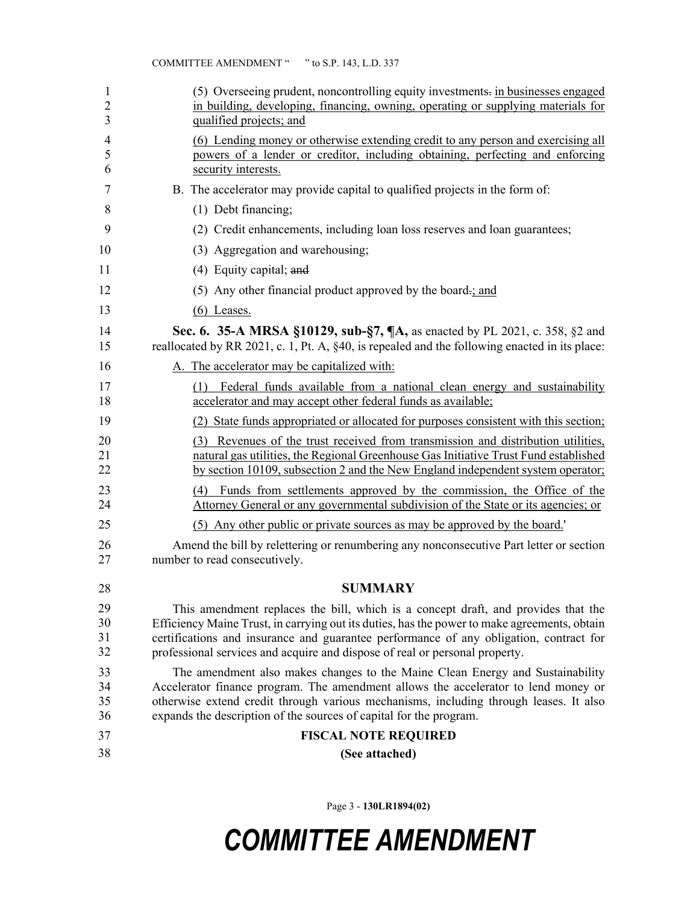(5) Overseeing prudent, noncontrolling equity investments. in businesses engaged in building, developing, financing, owning, operating or supplying materials for qualified projects; and

(6) Lending money or otherwise extending credit to any person and exercising all powers of a lender or creditor, including obtaining, perfecting and enforcing security interests.

B. The accelerator may provide capital to qualified projects in the form of:

(1) Debt financing;

(2) Credit enhancements, including loan loss reserves and loan guarantees;

(3) Aggregation and warehousing;

(4) Equity capital; and

(5) Any other financial product approved by the board.; and

(6) Leases.

**Sec. 6. 35-A MRSA §10129, sub-§7, ¶A,** as enacted by PL 2021, c. 358, §2 and reallocated by RR 2021, c. 1, Pt. A, §40, is repealed and the following enacted in its place:

A. The accelerator may be capitalized with:

(1) Federal funds available from a national clean energy and sustainability accelerator and may accept other federal funds as available;

(2) State funds appropriated or allocated for purposes consistent with this section;

(3) Revenues of the trust received from transmission and distribution utilities, natural gas utilities, the Regional Greenhouse Gas Initiative Trust Fund established by section 10109, subsection 2 and the New England independent system operator;

(4) Funds from settlements approved by the commission, the Office of the Attorney General or any governmental subdivision of the State or its agencies; or

(5) Any other public or private sources as may be approved by the board.'

Amend the bill by relettering or renumbering any nonconsecutive Part letter or section number to read consecutively.

## SUMMARY

This amendment replaces the bill, which is a concept draft, and provides that the Efficiency Maine Trust, in carrying out its duties, has the power to make agreements, obtain certifications and insurance and guarantee performance of any obligation, contract for professional services and acquire and dispose of real or personal property.

The amendment also makes changes to the Maine Clean Energy and Sustainability Accelerator finance program. The amendment allows the accelerator to lend money or otherwise extend credit through various mechanisms, including through leases. It also expands the description of the sources of capital for the program.

**FISCAL NOTE REQUIRED**

**(See attached)**